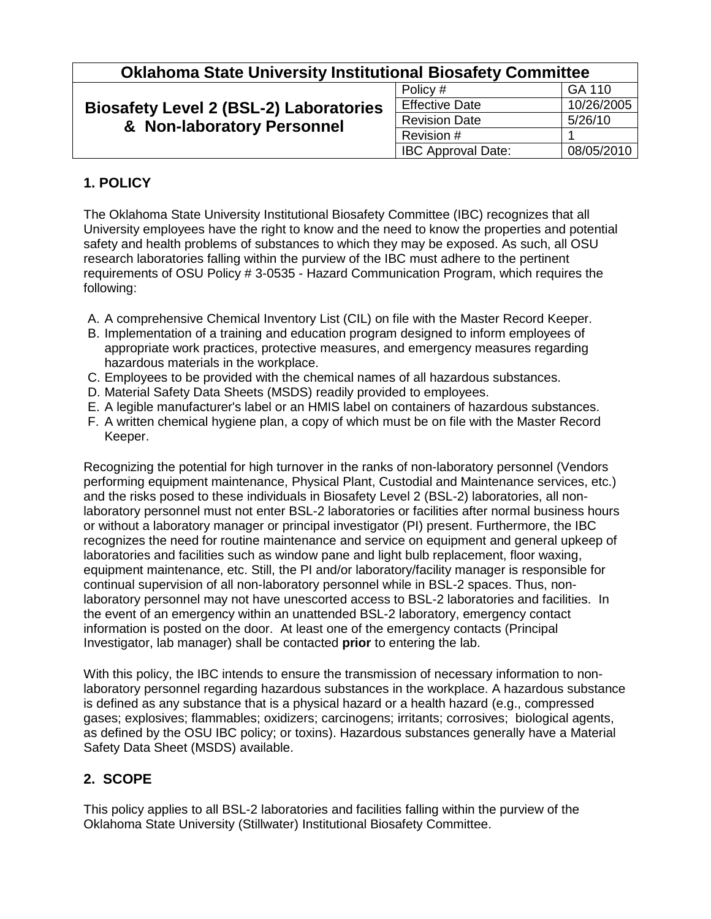| Oklahoma State University Institutional Biosafety Committee | | |
|---|---|---|
| **Biosafety Level 2 (BSL-2) Laboratories & Non-laboratory Personnel** | Policy # | GA 110 |
| | Effective Date | 10/26/2005 |
| | Revision Date | 5/26/10 |
| | Revision # | 1 |
| | IBC Approval Date: | 08/05/2010 |

## 1. POLICY

The Oklahoma State University Institutional Biosafety Committee (IBC) recognizes that all University employees have the right to know and the need to know the properties and potential safety and health problems of substances to which they may be exposed. As such, all OSU research laboratories falling within the purview of the IBC must adhere to the pertinent requirements of OSU Policy # 3-0535 - Hazard Communication Program, which requires the following:

A. A comprehensive Chemical Inventory List (CIL) on file with the Master Record Keeper.
B. Implementation of a training and education program designed to inform employees of appropriate work practices, protective measures, and emergency measures regarding hazardous materials in the workplace.
C. Employees to be provided with the chemical names of all hazardous substances.
D. Material Safety Data Sheets (MSDS) readily provided to employees.
E. A legible manufacturer's label or an HMIS label on containers of hazardous substances.
F. A written chemical hygiene plan, a copy of which must be on file with the Master Record Keeper.

Recognizing the potential for high turnover in the ranks of non-laboratory personnel (Vendors performing equipment maintenance, Physical Plant, Custodial and Maintenance services, etc.) and the risks posed to these individuals in Biosafety Level 2 (BSL-2) laboratories, all non-laboratory personnel must not enter BSL-2 laboratories or facilities after normal business hours or without a laboratory manager or principal investigator (PI) present. Furthermore, the IBC recognizes the need for routine maintenance and service on equipment and general upkeep of laboratories and facilities such as window pane and light bulb replacement, floor waxing, equipment maintenance, etc. Still, the PI and/or laboratory/facility manager is responsible for continual supervision of all non-laboratory personnel while in BSL-2 spaces. Thus, non-laboratory personnel may not have unescorted access to BSL-2 laboratories and facilities. In the event of an emergency within an unattended BSL-2 laboratory, emergency contact information is posted on the door. At least one of the emergency contacts (Principal Investigator, lab manager) shall be contacted **prior** to entering the lab.

With this policy, the IBC intends to ensure the transmission of necessary information to non-laboratory personnel regarding hazardous substances in the workplace. A hazardous substance is defined as any substance that is a physical hazard or a health hazard (e.g., compressed gases; explosives; flammables; oxidizers; carcinogens; irritants; corrosives; biological agents, as defined by the OSU IBC policy; or toxins). Hazardous substances generally have a Material Safety Data Sheet (MSDS) available.

## 2. SCOPE

This policy applies to all BSL-2 laboratories and facilities falling within the purview of the Oklahoma State University (Stillwater) Institutional Biosafety Committee.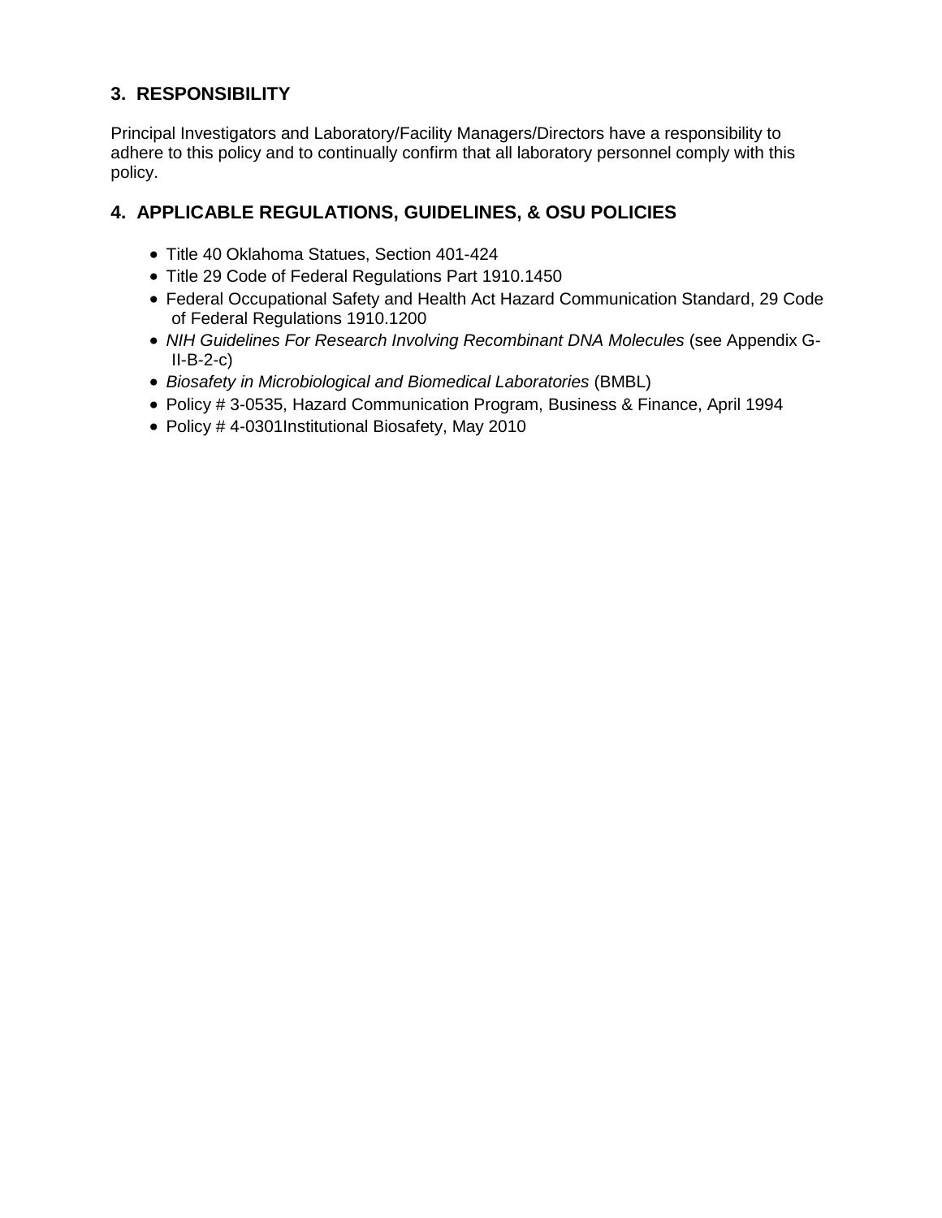## 3. RESPONSIBILITY

Principal Investigators and Laboratory/Facility Managers/Directors have a responsibility to adhere to this policy and to continually confirm that all laboratory personnel comply with this policy.

## 4. APPLICABLE REGULATIONS, GUIDELINES, & OSU POLICIES

- Title 40 Oklahoma Statues, Section 401-424
- Title 29 Code of Federal Regulations Part 1910.1450
- Federal Occupational Safety and Health Act Hazard Communication Standard, 29 Code of Federal Regulations 1910.1200
- *NIH Guidelines For Research Involving Recombinant DNA Molecules* (see Appendix G-II-B-2-c)
- *Biosafety in Microbiological and Biomedical Laboratories* (BMBL)
- Policy # 3-0535, Hazard Communication Program, Business & Finance, April 1994
- Policy # 4-0301Institutional Biosafety, May 2010